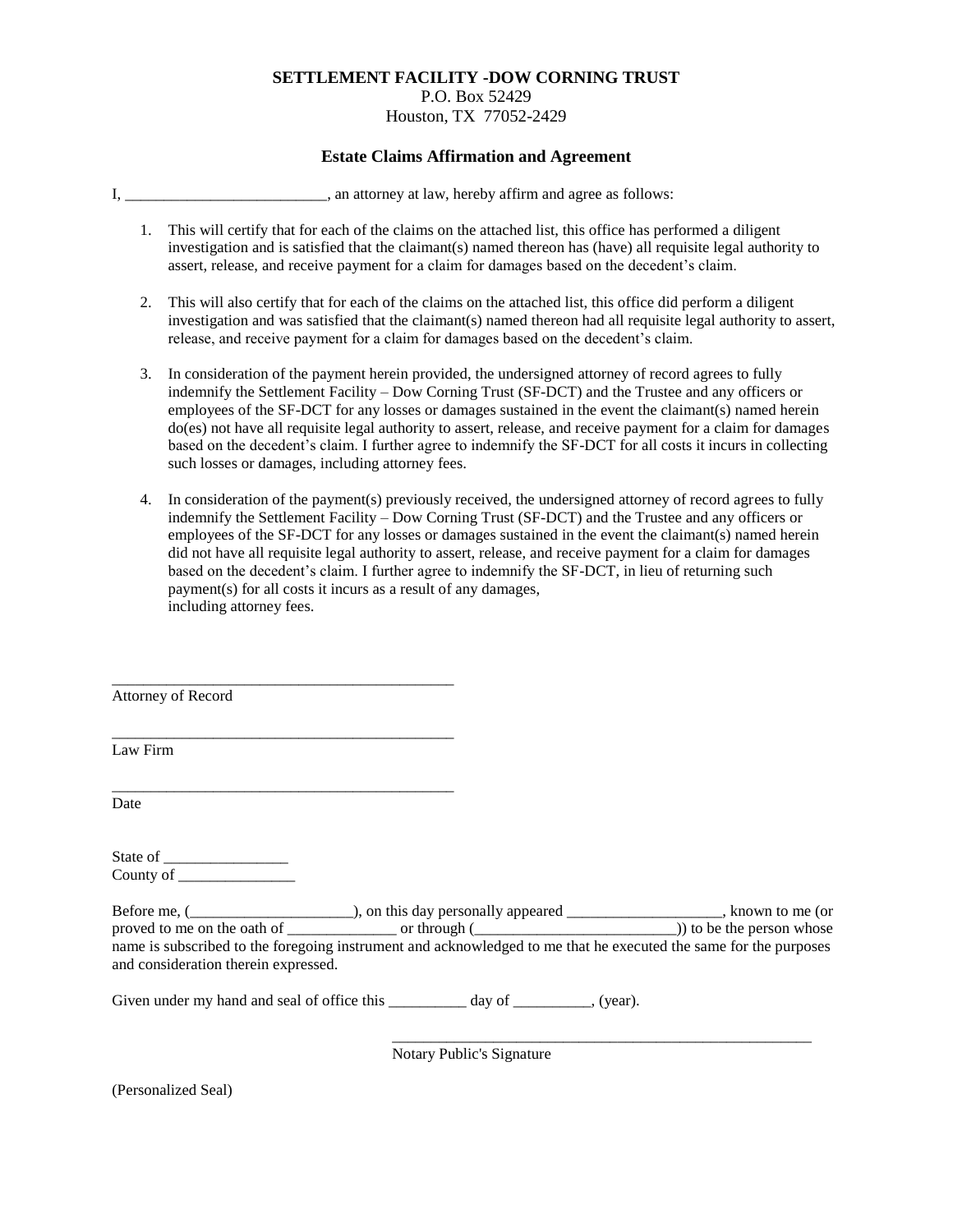**SETTLEMENT FACILITY -DOW CORNING TRUST**
P.O. Box 52429
Houston, TX 77052-2429

### Estate Claims Affirmation and Agreement

I, _________________________, an attorney at law, hereby affirm and agree as follows:

1. This will certify that for each of the claims on the attached list, this office has performed a diligent investigation and is satisfied that the claimant(s) named thereon has (have) all requisite legal authority to assert, release, and receive payment for a claim for damages based on the decedent's claim.

2. This will also certify that for each of the claims on the attached list, this office did perform a diligent investigation and was satisfied that the claimant(s) named thereon had all requisite legal authority to assert, release, and receive payment for a claim for damages based on the decedent's claim.

3. In consideration of the payment herein provided, the undersigned attorney of record agrees to fully indemnify the Settlement Facility – Dow Corning Trust (SF-DCT) and the Trustee and any officers or employees of the SF-DCT for any losses or damages sustained in the event the claimant(s) named herein do(es) not have all requisite legal authority to assert, release, and receive payment for a claim for damages based on the decedent's claim. I further agree to indemnify the SF-DCT for all costs it incurs in collecting such losses or damages, including attorney fees.

4. In consideration of the payment(s) previously received, the undersigned attorney of record agrees to fully indemnify the Settlement Facility – Dow Corning Trust (SF-DCT) and the Trustee and any officers or employees of the SF-DCT for any losses or damages sustained in the event the claimant(s) named herein did not have all requisite legal authority to assert, release, and receive payment for a claim for damages based on the decedent's claim. I further agree to indemnify the SF-DCT, in lieu of returning such payment(s) for all costs it incurs as a result of any damages, including attorney fees.

_____________________________________________
Attorney of Record

_____________________________________________
Law Firm

_____________________________________________
Date

State of ________________
County of _______________

Before me, (_____________________), on this day personally appeared ____________________, known to me (or proved to me on the oath of ______________ or through (__________________________)) to be the person whose name is subscribed to the foregoing instrument and acknowledged to me that he executed the same for the purposes and consideration therein expressed.

Given under my hand and seal of office this __________ day of __________, (year).

_______________________________________________________
Notary Public's Signature

(Personalized Seal)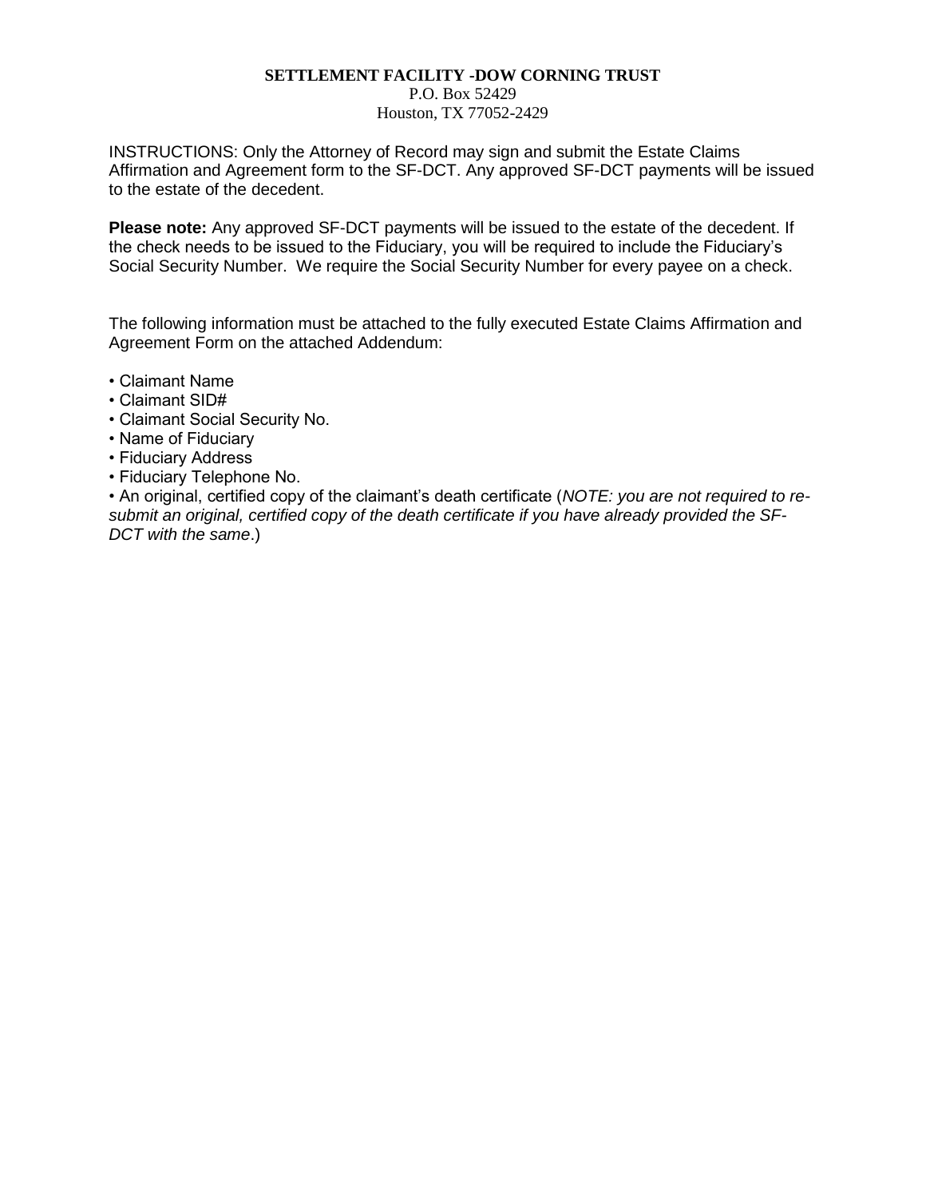**SETTLEMENT FACILITY -DOW CORNING TRUST**
P.O. Box 52429
Houston, TX 77052-2429

INSTRUCTIONS: Only the Attorney of Record may sign and submit the Estate Claims Affirmation and Agreement form to the SF-DCT. Any approved SF-DCT payments will be issued to the estate of the decedent.

**Please note:** Any approved SF-DCT payments will be issued to the estate of the decedent. If the check needs to be issued to the Fiduciary, you will be required to include the Fiduciary's Social Security Number. We require the Social Security Number for every payee on a check.

The following information must be attached to the fully executed Estate Claims Affirmation and Agreement Form on the attached Addendum:

- Claimant Name
- Claimant SID#
- Claimant Social Security No.
- Name of Fiduciary
- Fiduciary Address
- Fiduciary Telephone No.
- An original, certified copy of the claimant's death certificate (*NOTE: you are not required to re-submit an original, certified copy of the death certificate if you have already provided the SF-DCT with the same*.)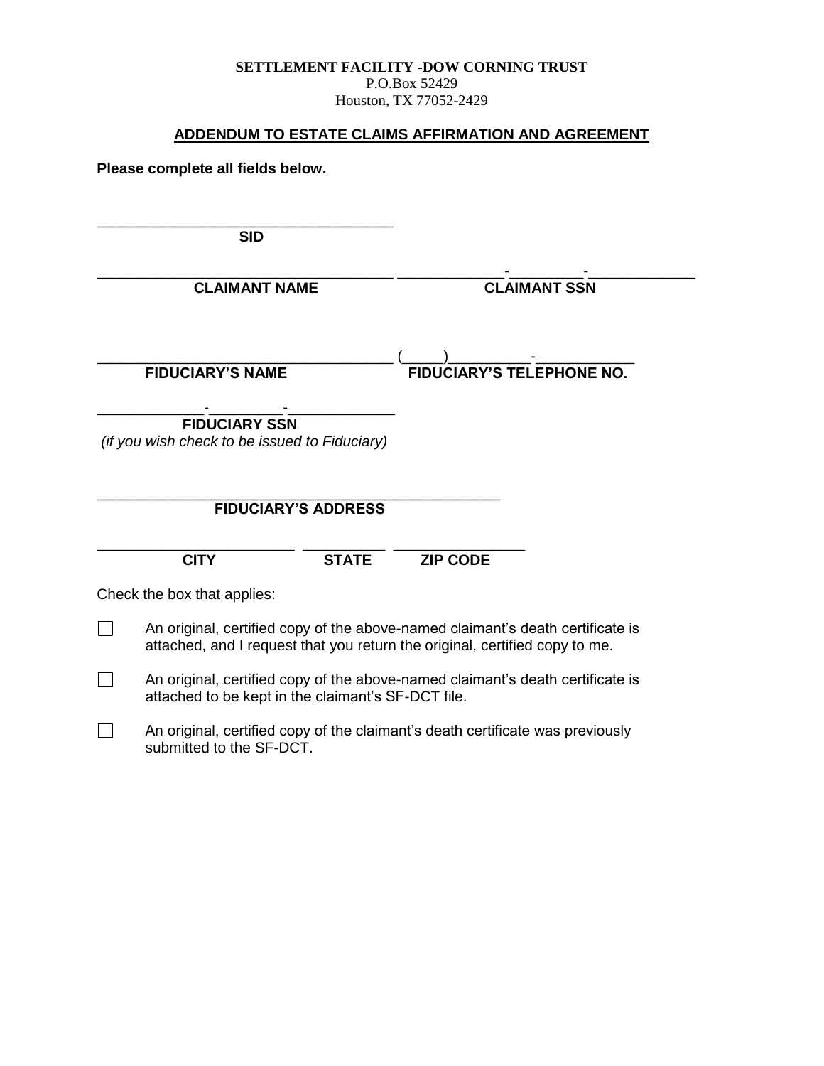**SETTLEMENT FACILITY -DOW CORNING TRUST**
P.O.Box 52429
Houston, TX 77052-2429

## ADDENDUM TO ESTATE CLAIMS AFFIRMATION AND AGREEMENT

**Please complete all fields below.**

_____________________________________
**SID**

_____________________________________ _____________-_________-_____________
**CLAIMANT NAME** **CLAIMANT SSN**

_____________________________________ (_____)__________-____________
**FIDUCIARY'S NAME** **FIDUCIARY'S TELEPHONE NO.**

_____________-_________-_____________
**FIDUCIARY SSN**
*(if you wish check to be issued to Fiduciary)*

__________________________________________________
**FIDUCIARY'S ADDRESS**

________________________ __________ _______________
**CITY** **STATE** **ZIP CODE**

Check the box that applies:

☐ An original, certified copy of the above-named claimant's death certificate is attached, and I request that you return the original, certified copy to me.

☐ An original, certified copy of the above-named claimant's death certificate is attached to be kept in the claimant's SF-DCT file.

☐ An original, certified copy of the claimant's death certificate was previously submitted to the SF-DCT.